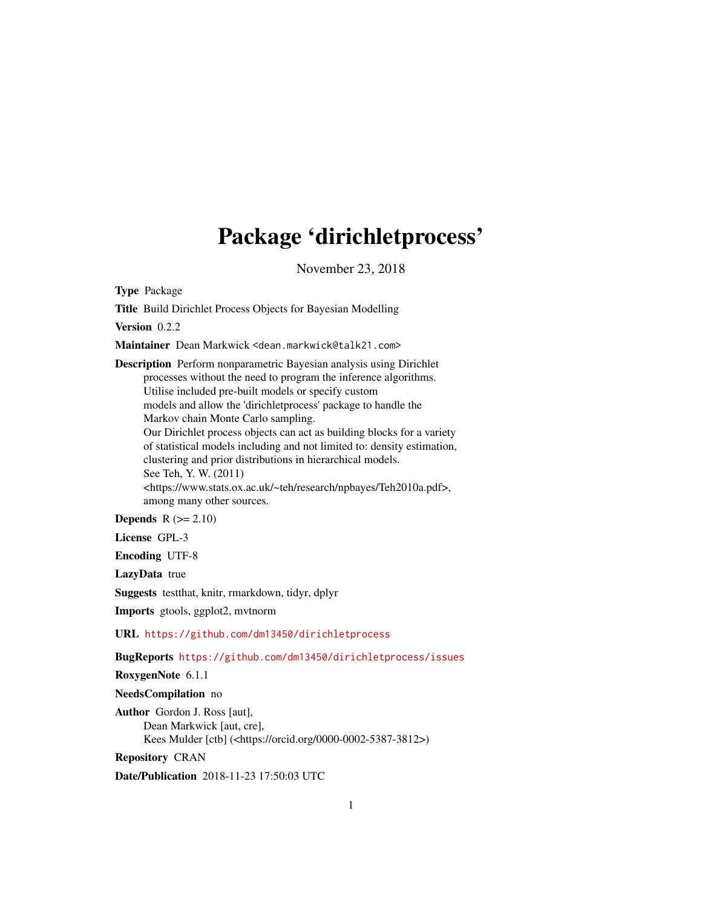# Package 'dirichletprocess'

November 23, 2018

**Type** Package

**Title** Build Dirichlet Process Objects for Bayesian Modelling

**Version** 0.2.2

**Maintainer** Dean Markwick <dean.markwick@talk21.com>

**Description** Perform nonparametric Bayesian analysis using Dirichlet processes without the need to program the inference algorithms. Utilise included pre-built models or specify custom models and allow the 'dirichletprocess' package to handle the Markov chain Monte Carlo sampling. Our Dirichlet process objects can act as building blocks for a variety of statistical models including and not limited to: density estimation, clustering and prior distributions in hierarchical models. See Teh, Y. W. (2011) <https://www.stats.ox.ac.uk/~teh/research/npbayes/Teh2010a.pdf>, among many other sources.

**Depends** R (>= 2.10)

**License** GPL-3

**Encoding** UTF-8

**LazyData** true

**Suggests** testthat, knitr, rmarkdown, tidyr, dplyr

**Imports** gtools, ggplot2, mvtnorm

**URL** https://github.com/dm13450/dirichletprocess

**BugReports** https://github.com/dm13450/dirichletprocess/issues

**RoxygenNote** 6.1.1

**NeedsCompilation** no

**Author** Gordon J. Ross [aut], Dean Markwick [aut, cre], Kees Mulder [ctb] (<https://orcid.org/0000-0002-5387-3812>)

**Repository** CRAN

**Date/Publication** 2018-11-23 17:50:03 UTC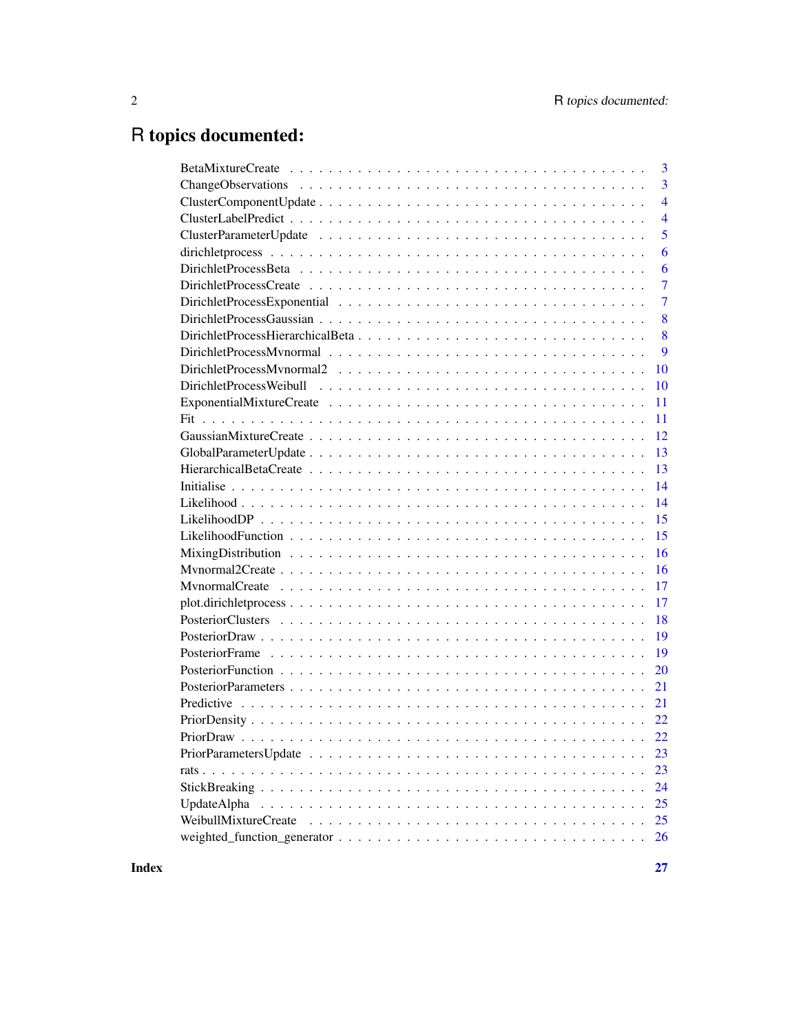# R topics documented:

| | |
|---|---|
| BetaMixtureCreate | 3 |
| ChangeObservations | 3 |
| ClusterComponentUpdate | 4 |
| ClusterLabelPredict | 4 |
| ClusterParameterUpdate | 5 |
| dirichletprocess | 6 |
| DirichletProcessBeta | 6 |
| DirichletProcessCreate | 7 |
| DirichletProcessExponential | 7 |
| DirichletProcessGaussian | 8 |
| DirichletProcessHierarchicalBeta | 8 |
| DirichletProcessMvnormal | 9 |
| DirichletProcessMvnormal2 | 10 |
| DirichletProcessWeibull | 10 |
| ExponentialMixtureCreate | 11 |
| Fit | 11 |
| GaussianMixtureCreate | 12 |
| GlobalParameterUpdate | 13 |
| HierarchicalBetaCreate | 13 |
| Initialise | 14 |
| Likelihood | 14 |
| LikelihoodDP | 15 |
| LikelihoodFunction | 15 |
| MixingDistribution | 16 |
| Mvnormal2Create | 16 |
| MvnormalCreate | 17 |
| plot.dirichletprocess | 17 |
| PosteriorClusters | 18 |
| PosteriorDraw | 19 |
| PosteriorFrame | 19 |
| PosteriorFunction | 20 |
| PosteriorParameters | 21 |
| Predictive | 21 |
| PriorDensity | 22 |
| PriorDraw | 22 |
| PriorParametersUpdate | 23 |
| rats | 23 |
| StickBreaking | 24 |
| UpdateAlpha | 25 |
| WeibullMixtureCreate | 25 |
| weighted_function_generator | 26 |

**Index** **27**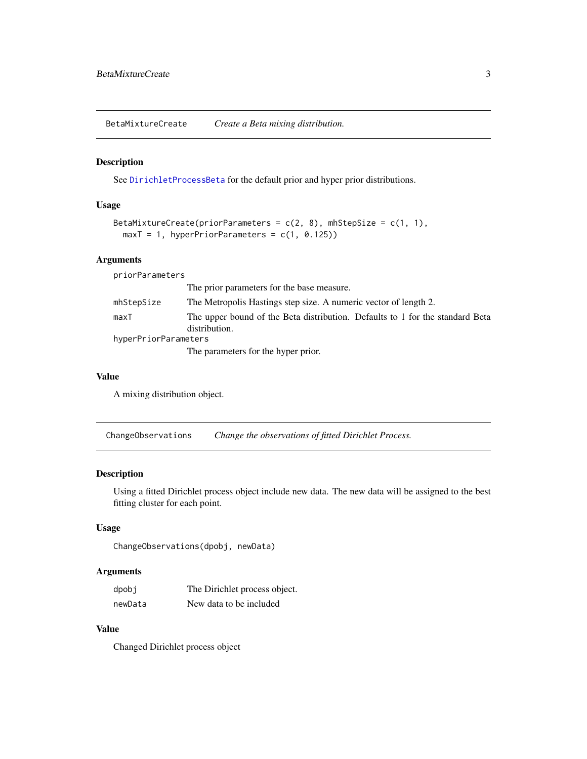## BetaMixtureCreate — *Create a Beta mixing distribution.*

### Description

See DirichletProcessBeta for the default prior and hyper prior distributions.

### Usage

```
BetaMixtureCreate(priorParameters = c(2, 8), mhStepSize = c(1, 1),
  maxT = 1, hyperPriorParameters = c(1, 0.125))
```

### Arguments

| | |
|---|---|
| priorParameters | The prior parameters for the base measure. |
| mhStepSize | The Metropolis Hastings step size. A numeric vector of length 2. |
| maxT | The upper bound of the Beta distribution. Defaults to 1 for the standard Beta distribution. |
| hyperPriorParameters | The parameters for the hyper prior. |

### Value

A mixing distribution object.

## ChangeObservations — *Change the observations of fitted Dirichlet Process.*

### Description

Using a fitted Dirichlet process object include new data. The new data will be assigned to the best fitting cluster for each point.

### Usage

```
ChangeObservations(dpobj, newData)
```

### Arguments

| | |
|---|---|
| dpobj | The Dirichlet process object. |
| newData | New data to be included |

### Value

Changed Dirichlet process object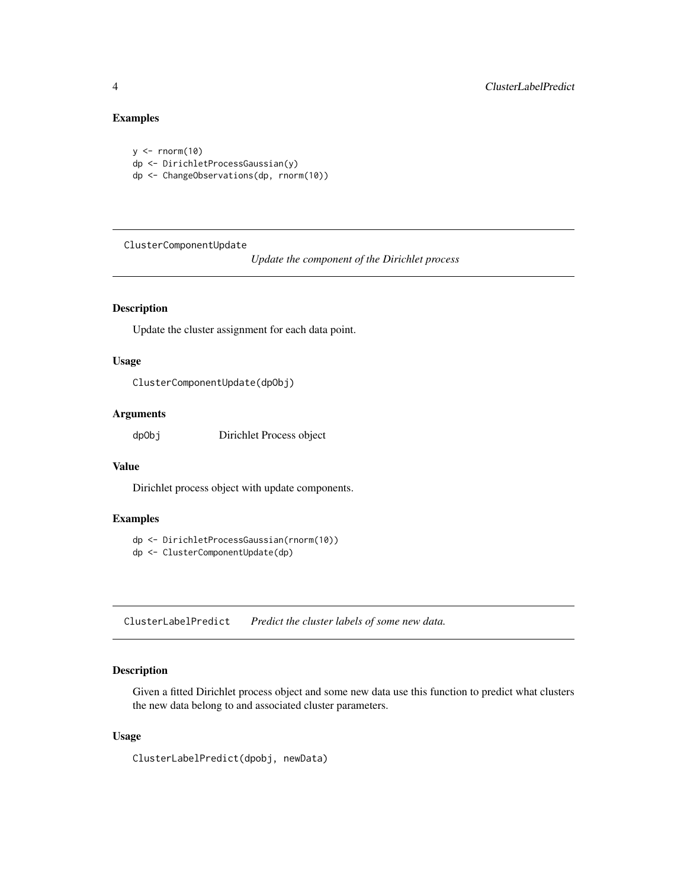## Examples

```
y <- rnorm(10)
dp <- DirichletProcessGaussian(y)
dp <- ChangeObservations(dp, rnorm(10))
```

---

## ClusterComponentUpdate — *Update the component of the Dirichlet process*

### Description

Update the cluster assignment for each data point.

### Usage

```
ClusterComponentUpdate(dpObj)
```

### Arguments

| | |
|---|---|
| dpObj | Dirichlet Process object |

### Value

Dirichlet process object with update components.

### Examples

```
dp <- DirichletProcessGaussian(rnorm(10))
dp <- ClusterComponentUpdate(dp)
```

---

## ClusterLabelPredict — *Predict the cluster labels of some new data.*

### Description

Given a fitted Dirichlet process object and some new data use this function to predict what clusters the new data belong to and associated cluster parameters.

### Usage

```
ClusterLabelPredict(dpobj, newData)
```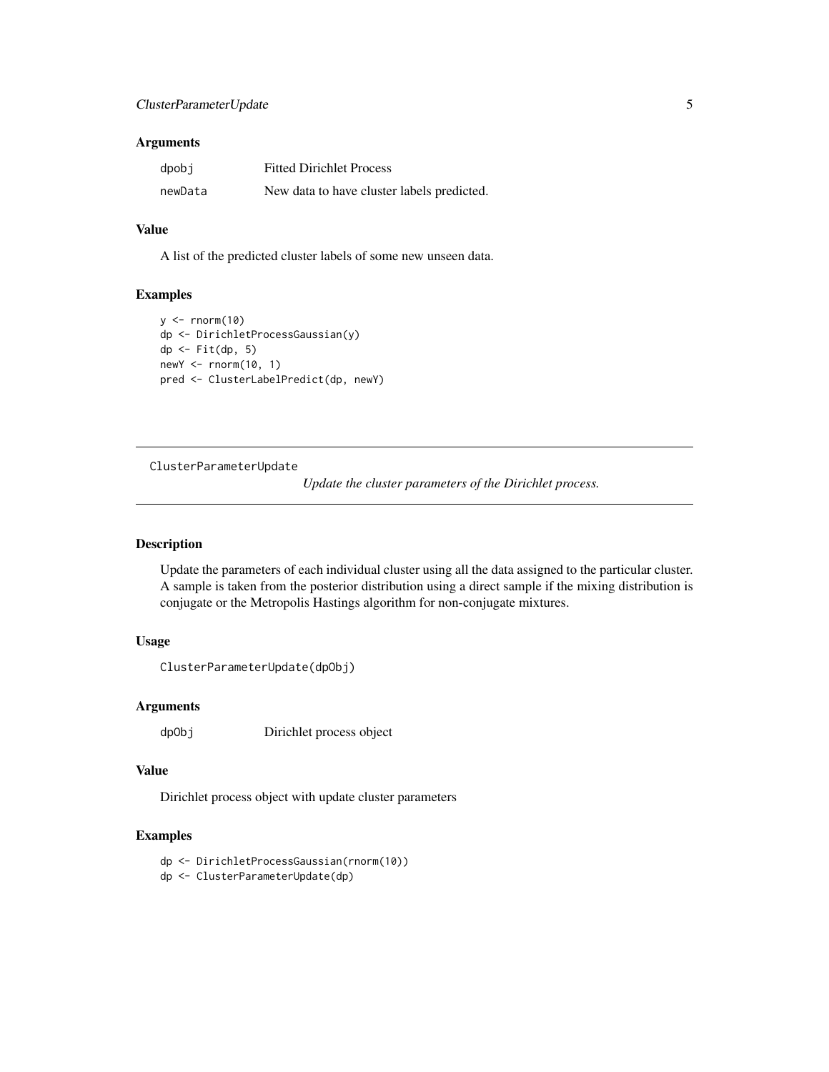### Arguments

| | |
|---|---|
| dpobj | Fitted Dirichlet Process |
| newData | New data to have cluster labels predicted. |

### Value

A list of the predicted cluster labels of some new unseen data.

### Examples

```
y <- rnorm(10)
dp <- DirichletProcessGaussian(y)
dp <- Fit(dp, 5)
newY <- rnorm(10, 1)
pred <- ClusterLabelPredict(dp, newY)
```

---

## ClusterParameterUpdate

*Update the cluster parameters of the Dirichlet process.*

---

### Description

Update the parameters of each individual cluster using all the data assigned to the particular cluster. A sample is taken from the posterior distribution using a direct sample if the mixing distribution is conjugate or the Metropolis Hastings algorithm for non-conjugate mixtures.

### Usage

```
ClusterParameterUpdate(dpObj)
```

### Arguments

| | |
|---|---|
| dpObj | Dirichlet process object |

### Value

Dirichlet process object with update cluster parameters

### Examples

```
dp <- DirichletProcessGaussian(rnorm(10))
dp <- ClusterParameterUpdate(dp)
```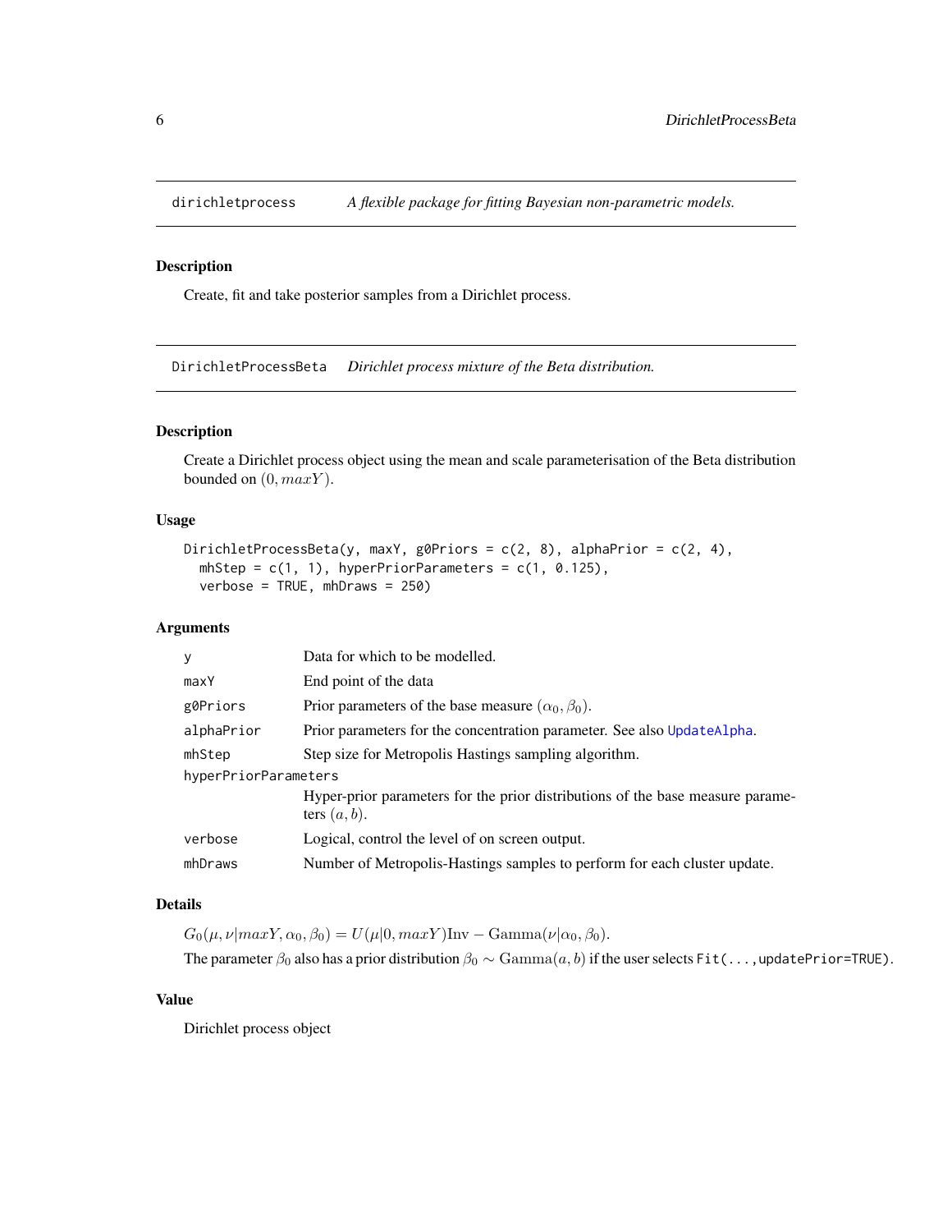## dirichletprocess — *A flexible package for fitting Bayesian non-parametric models.*

### Description

Create, fit and take posterior samples from a Dirichlet process.

## DirichletProcessBeta — *Dirichlet process mixture of the Beta distribution.*

### Description

Create a Dirichlet process object using the mean and scale parameterisation of the Beta distribution bounded on $(0, maxY)$.

### Usage

```
DirichletProcessBeta(y, maxY, g0Priors = c(2, 8), alphaPrior = c(2, 4),
  mhStep = c(1, 1), hyperPriorParameters = c(1, 0.125),
  verbose = TRUE, mhDraws = 250)
```

### Arguments

| | |
|---|---|
| y | Data for which to be modelled. |
| maxY | End point of the data |
| g0Priors | Prior parameters of the base measure $(\alpha_0, \beta_0)$. |
| alphaPrior | Prior parameters for the concentration parameter. See also UpdateAlpha. |
| mhStep | Step size for Metropolis Hastings sampling algorithm. |
| hyperPriorParameters | Hyper-prior parameters for the prior distributions of the base measure parameters $(a, b)$. |
| verbose | Logical, control the level of on screen output. |
| mhDraws | Number of Metropolis-Hastings samples to perform for each cluster update. |

### Details

$G_0(\mu, \nu | maxY, \alpha_0, \beta_0) = U(\mu | 0, maxY) \mathrm{Inv-Gamma}(\nu | \alpha_0, \beta_0)$.

The parameter $\beta_0$ also has a prior distribution $\beta_0 \sim \mathrm{Gamma}(a, b)$ if the user selects `Fit(...,updatePrior=TRUE)`.

### Value

Dirichlet process object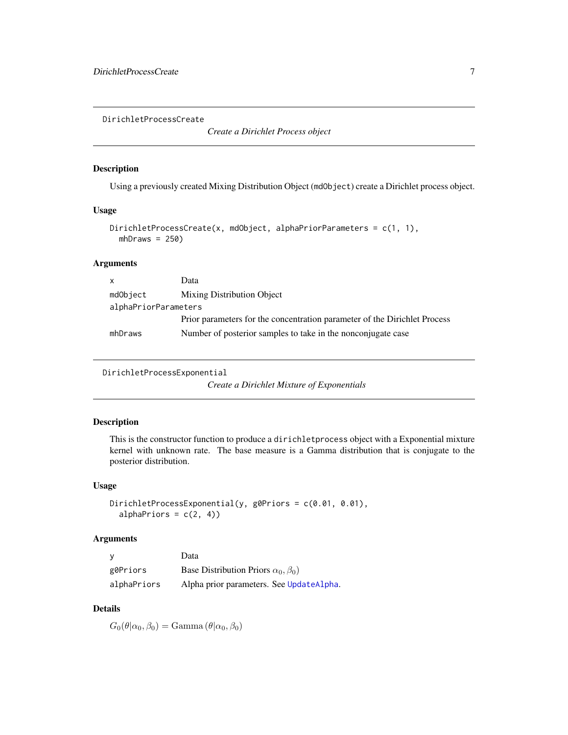## DirichletProcessCreate

*Create a Dirichlet Process object*

### Description

Using a previously created Mixing Distribution Object (`mdObject`) create a Dirichlet process object.

### Usage

```
DirichletProcessCreate(x, mdObject, alphaPriorParameters = c(1, 1),
  mhDraws = 250)
```

### Arguments

| | |
|---|---|
| `x` | Data |
| `mdObject` | Mixing Distribution Object |
| `alphaPriorParameters` | Prior parameters for the concentration parameter of the Dirichlet Process |
| `mhDraws` | Number of posterior samples to take in the nonconjugate case |

## DirichletProcessExponential

*Create a Dirichlet Mixture of Exponentials*

### Description

This is the constructor function to produce a `dirichletprocess` object with a Exponential mixture kernel with unknown rate. The base measure is a Gamma distribution that is conjugate to the posterior distribution.

### Usage

```
DirichletProcessExponential(y, g0Priors = c(0.01, 0.01),
  alphaPriors = c(2, 4))
```

### Arguments

| | |
|---|---|
| `y` | Data |
| `g0Priors` | Base Distribution Priors $\alpha_0, \beta_0)$ |
| `alphaPriors` | Alpha prior parameters. See `UpdateAlpha`. |

### Details

$G_0(\theta|\alpha_0, \beta_0) = \mathrm{Gamma}\left(\theta|\alpha_0, \beta_0\right)$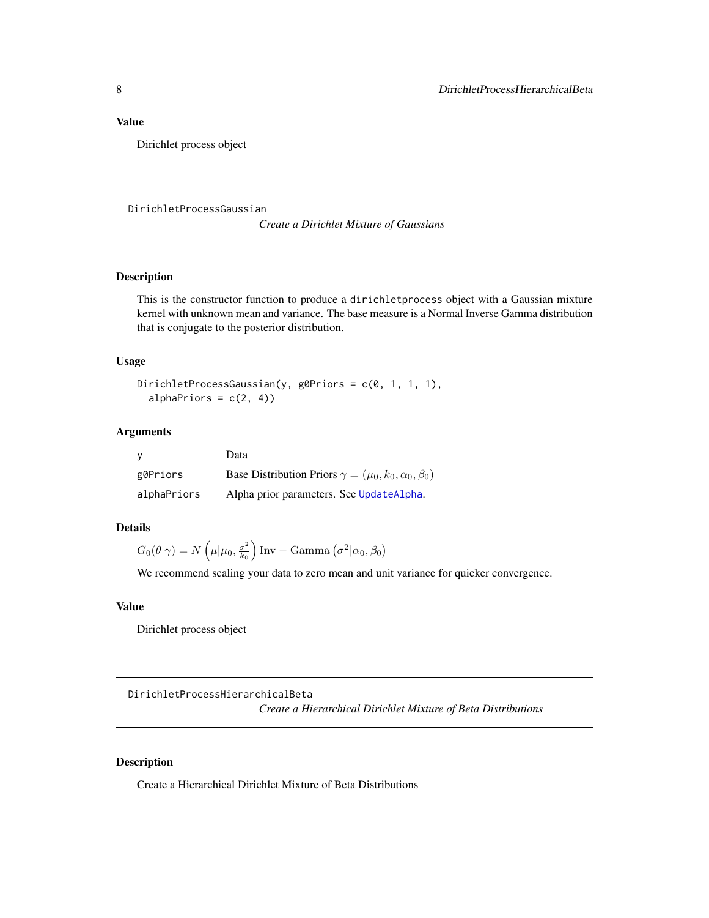### Value

Dirichlet process object

## DirichletProcessGaussian

*Create a Dirichlet Mixture of Gaussians*

### Description

This is the constructor function to produce a `dirichletprocess` object with a Gaussian mixture kernel with unknown mean and variance. The base measure is a Normal Inverse Gamma distribution that is conjugate to the posterior distribution.

### Usage

```
DirichletProcessGaussian(y, g0Priors = c(0, 1, 1, 1),
  alphaPriors = c(2, 4))
```

### Arguments

| | |
|---|---|
| `y` | Data |
| `g0Priors` | Base Distribution Priors $\gamma = (\mu_0, k_0, \alpha_0, \beta_0)$ |
| `alphaPriors` | Alpha prior parameters. See `UpdateAlpha`. |

### Details

$G_0(\theta|\gamma) = N\left(\mu|\mu_0, \frac{\sigma^2}{k_0}\right) \mathrm{Inv-Gamma}\left(\sigma^2|\alpha_0, \beta_0\right)$

We recommend scaling your data to zero mean and unit variance for quicker convergence.

### Value

Dirichlet process object

## DirichletProcessHierarchicalBeta

*Create a Hierarchical Dirichlet Mixture of Beta Distributions*

### Description

Create a Hierarchical Dirichlet Mixture of Beta Distributions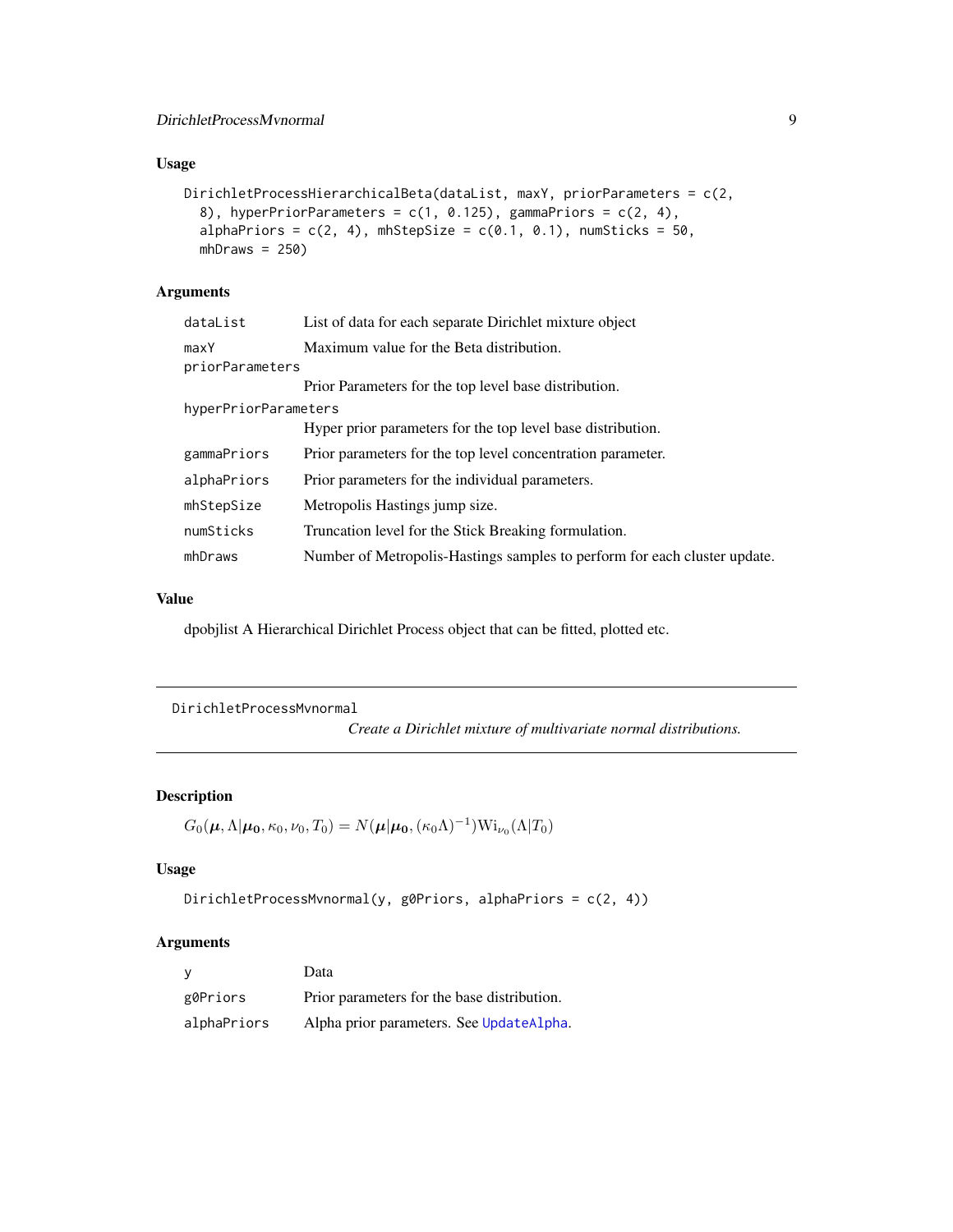## Usage

```
DirichletProcessHierarchicalBeta(dataList, maxY, priorParameters = c(2,
  8), hyperPriorParameters = c(1, 0.125), gammaPriors = c(2, 4),
  alphaPriors = c(2, 4), mhStepSize = c(0.1, 0.1), numSticks = 50,
  mhDraws = 250)
```

## Arguments

| | |
|---|---|
| dataList | List of data for each separate Dirichlet mixture object |
| maxY | Maximum value for the Beta distribution. |
| priorParameters | Prior Parameters for the top level base distribution. |
| hyperPriorParameters | Hyper prior parameters for the top level base distribution. |
| gammaPriors | Prior parameters for the top level concentration parameter. |
| alphaPriors | Prior parameters for the individual parameters. |
| mhStepSize | Metropolis Hastings jump size. |
| numSticks | Truncation level for the Stick Breaking formulation. |
| mhDraws | Number of Metropolis-Hastings samples to perform for each cluster update. |

## Value

dpobjlist A Hierarchical Dirichlet Process object that can be fitted, plotted etc.

---

# DirichletProcessMvnormal

*Create a Dirichlet mixture of multivariate normal distributions.*

## Description

$$G_0(\boldsymbol{\mu}, \Lambda | \boldsymbol{\mu_0}, \kappa_0, \nu_0, T_0) = N(\boldsymbol{\mu} | \boldsymbol{\mu_0}, (\kappa_0 \Lambda)^{-1}) \mathrm{Wi}_{\nu_0}(\Lambda | T_0)$$

## Usage

```
DirichletProcessMvnormal(y, g0Priors, alphaPriors = c(2, 4))
```

## Arguments

| | |
|---|---|
| y | Data |
| g0Priors | Prior parameters for the base distribution. |
| alphaPriors | Alpha prior parameters. See UpdateAlpha. |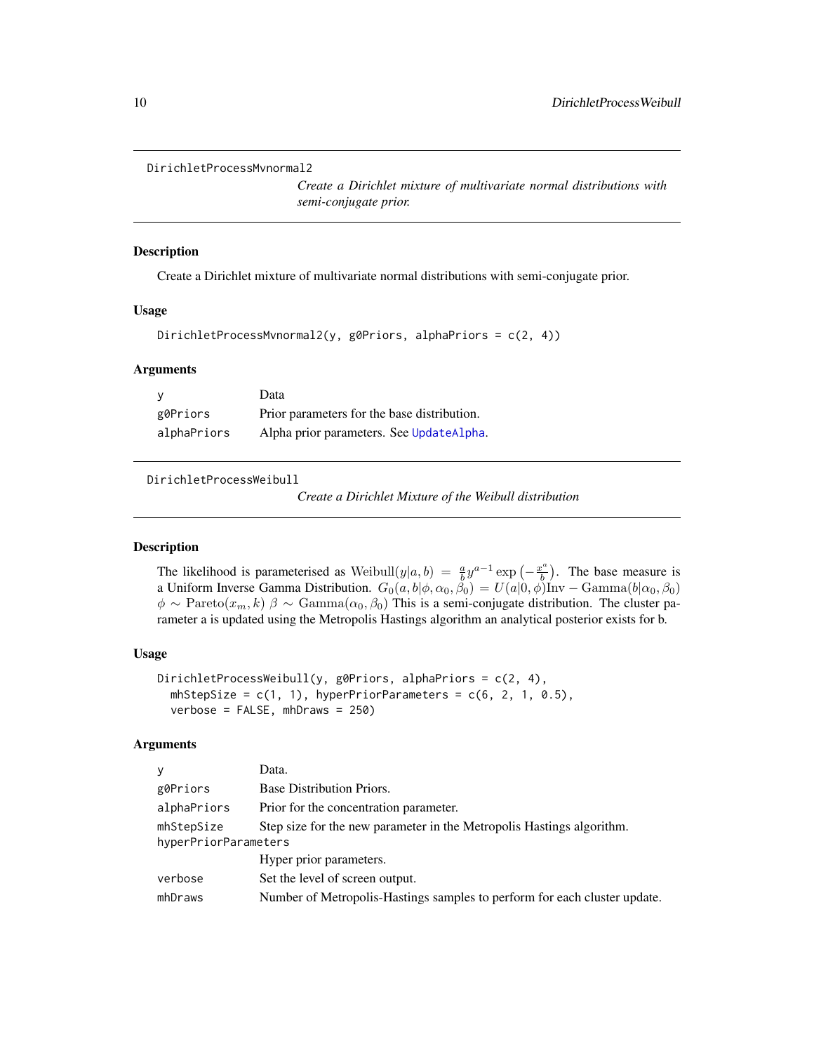## DirichletProcessMvnormal2

*Create a Dirichlet mixture of multivariate normal distributions with semi-conjugate prior.*

### Description

Create a Dirichlet mixture of multivariate normal distributions with semi-conjugate prior.

### Usage

```
DirichletProcessMvnormal2(y, g0Priors, alphaPriors = c(2, 4))
```

### Arguments

| | |
|---|---|
| y | Data |
| g0Priors | Prior parameters for the base distribution. |
| alphaPriors | Alpha prior parameters. See UpdateAlpha. |

## DirichletProcessWeibull

*Create a Dirichlet Mixture of the Weibull distribution*

### Description

The likelihood is parameterised as $\mathrm{Weibull}(y|a,b) = \frac{a}{b} y^{a-1} \exp\left(-\frac{x^a}{b}\right)$. The base measure is a Uniform Inverse Gamma Distribution. $G_0(a,b|\phi,\alpha_0,\beta_0) = U(a|0,\phi)\mathrm{Inv-Gamma}(b|\alpha_0,\beta_0)$ $\phi \sim \mathrm{Pareto}(x_m,k)$ $\beta \sim \mathrm{Gamma}(\alpha_0,\beta_0)$ This is a semi-conjugate distribution. The cluster parameter a is updated using the Metropolis Hastings algorithm an analytical posterior exists for b.

### Usage

```
DirichletProcessWeibull(y, g0Priors, alphaPriors = c(2, 4),
  mhStepSize = c(1, 1), hyperPriorParameters = c(6, 2, 1, 0.5),
  verbose = FALSE, mhDraws = 250)
```

### Arguments

| | |
|---|---|
| y | Data. |
| g0Priors | Base Distribution Priors. |
| alphaPriors | Prior for the concentration parameter. |
| mhStepSize | Step size for the new parameter in the Metropolis Hastings algorithm. |
| hyperPriorParameters | Hyper prior parameters. |
| verbose | Set the level of screen output. |
| mhDraws | Number of Metropolis-Hastings samples to perform for each cluster update. |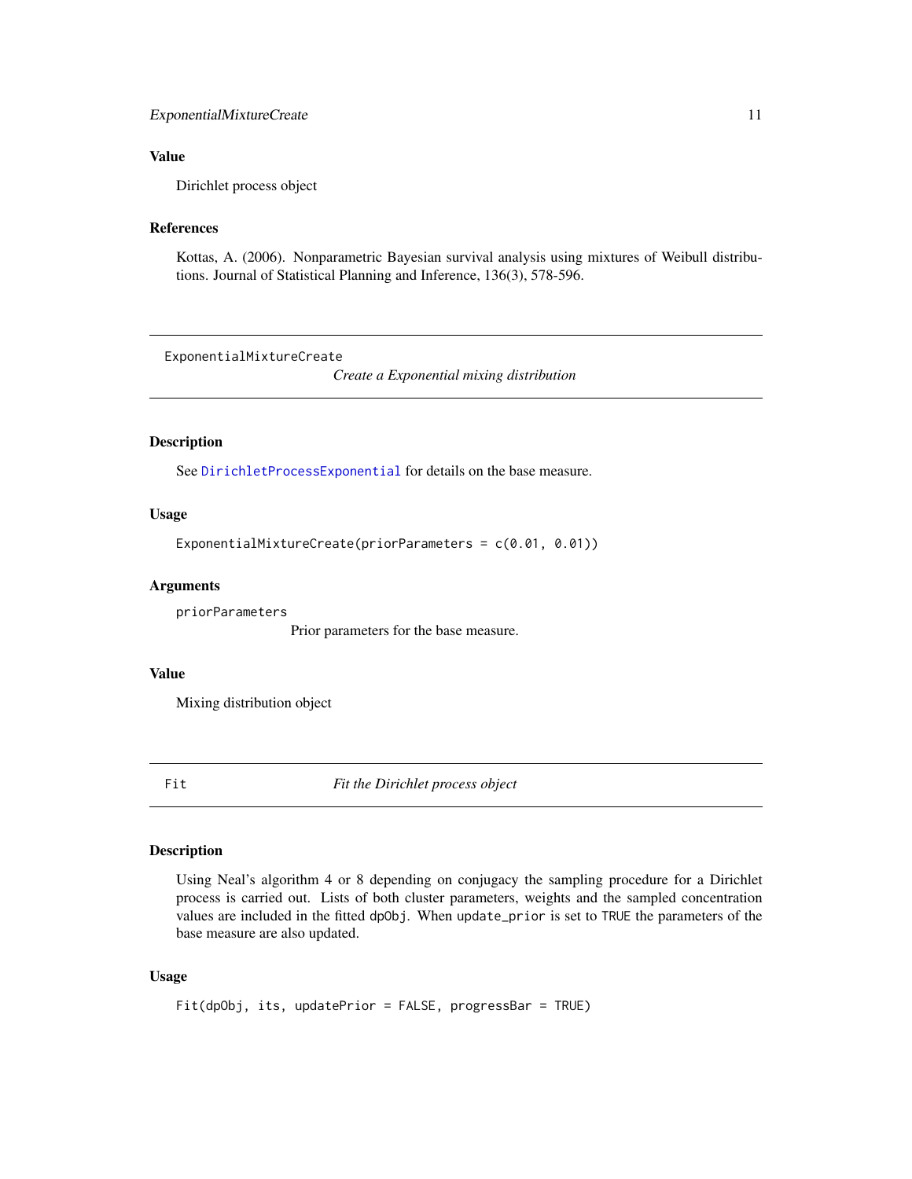### Value

Dirichlet process object

### References

Kottas, A. (2006). Nonparametric Bayesian survival analysis using mixtures of Weibull distributions. Journal of Statistical Planning and Inference, 136(3), 578-596.

---

## ExponentialMixtureCreate

*Create a Exponential mixing distribution*

### Description

See DirichletProcessExponential for details on the base measure.

### Usage

```
ExponentialMixtureCreate(priorParameters = c(0.01, 0.01))
```

### Arguments

`priorParameters`
Prior parameters for the base measure.

### Value

Mixing distribution object

---

## Fit

*Fit the Dirichlet process object*

### Description

Using Neal's algorithm 4 or 8 depending on conjugacy the sampling procedure for a Dirichlet process is carried out. Lists of both cluster parameters, weights and the sampled concentration values are included in the fitted `dpObj`. When `update_prior` is set to `TRUE` the parameters of the base measure are also updated.

### Usage

```
Fit(dpObj, its, updatePrior = FALSE, progressBar = TRUE)
```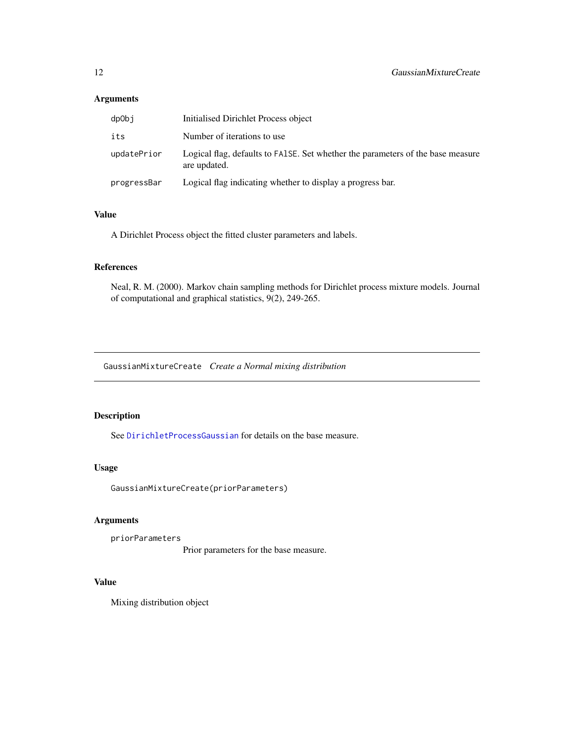## Arguments

| | |
|---|---|
| `dpObj` | Initialised Dirichlet Process object |
| `its` | Number of iterations to use |
| `updatePrior` | Logical flag, defaults to `FAlSE`. Set whether the parameters of the base measure are updated. |
| `progressBar` | Logical flag indicating whether to display a progress bar. |

## Value

A Dirichlet Process object the fitted cluster parameters and labels.

## References

Neal, R. M. (2000). Markov chain sampling methods for Dirichlet process mixture models. Journal of computational and graphical statistics, 9(2), 249-265.

---

# `GaussianMixtureCreate` *Create a Normal mixing distribution*

---

## Description

See `DirichletProcessGaussian` for details on the base measure.

## Usage

```
GaussianMixtureCreate(priorParameters)
```

## Arguments

| | |
|---|---|
| `priorParameters` | Prior parameters for the base measure. |

## Value

Mixing distribution object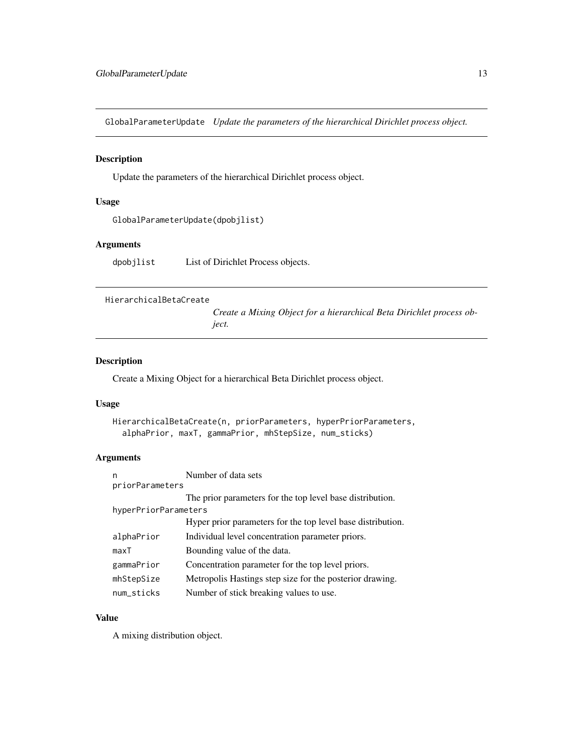## GlobalParameterUpdate *Update the parameters of the hierarchical Dirichlet process object.*

### Description

Update the parameters of the hierarchical Dirichlet process object.

### Usage

```
GlobalParameterUpdate(dpobjlist)
```

### Arguments

| | |
|---|---|
| dpobjlist | List of Dirichlet Process objects. |

## HierarchicalBetaCreate *Create a Mixing Object for a hierarchical Beta Dirichlet process object.*

### Description

Create a Mixing Object for a hierarchical Beta Dirichlet process object.

### Usage

```
HierarchicalBetaCreate(n, priorParameters, hyperPriorParameters,
  alphaPrior, maxT, gammaPrior, mhStepSize, num_sticks)
```

### Arguments

| | |
|---|---|
| n | Number of data sets |
| priorParameters | The prior parameters for the top level base distribution. |
| hyperPriorParameters | Hyper prior parameters for the top level base distribution. |
| alphaPrior | Individual level concentration parameter priors. |
| maxT | Bounding value of the data. |
| gammaPrior | Concentration parameter for the top level priors. |
| mhStepSize | Metropolis Hastings step size for the posterior drawing. |
| num_sticks | Number of stick breaking values to use. |

### Value

A mixing distribution object.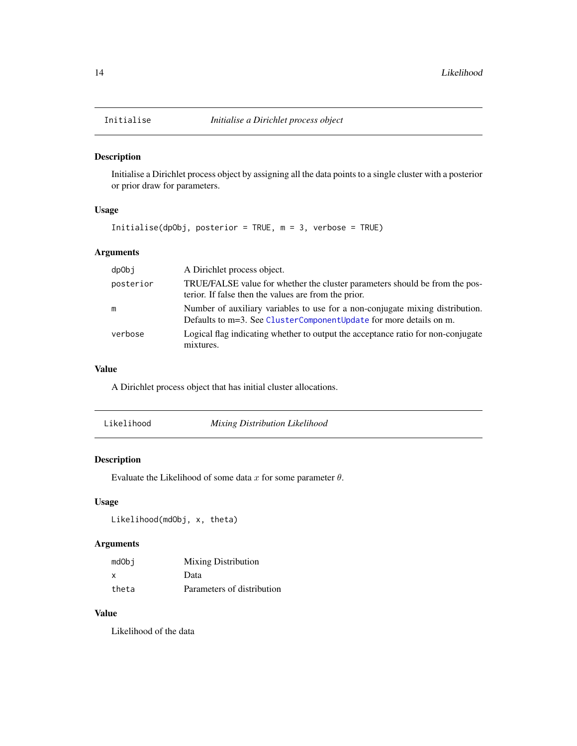## Initialise *Initialise a Dirichlet process object*

### Description

Initialise a Dirichlet process object by assigning all the data points to a single cluster with a posterior or prior draw for parameters.

### Usage

```
Initialise(dpObj, posterior = TRUE, m = 3, verbose = TRUE)
```

### Arguments

| | |
|---|---|
| dpObj | A Dirichlet process object. |
| posterior | TRUE/FALSE value for whether the cluster parameters should be from the posterior. If false then the values are from the prior. |
| m | Number of auxiliary variables to use for a non-conjugate mixing distribution. Defaults to m=3. See ClusterComponentUpdate for more details on m. |
| verbose | Logical flag indicating whether to output the acceptance ratio for non-conjugate mixtures. |

### Value

A Dirichlet process object that has initial cluster allocations.

## Likelihood *Mixing Distribution Likelihood*

### Description

Evaluate the Likelihood of some data $x$ for some parameter $\theta$.

### Usage

```
Likelihood(mdObj, x, theta)
```

### Arguments

| | |
|---|---|
| mdObj | Mixing Distribution |
| x | Data |
| theta | Parameters of distribution |

### Value

Likelihood of the data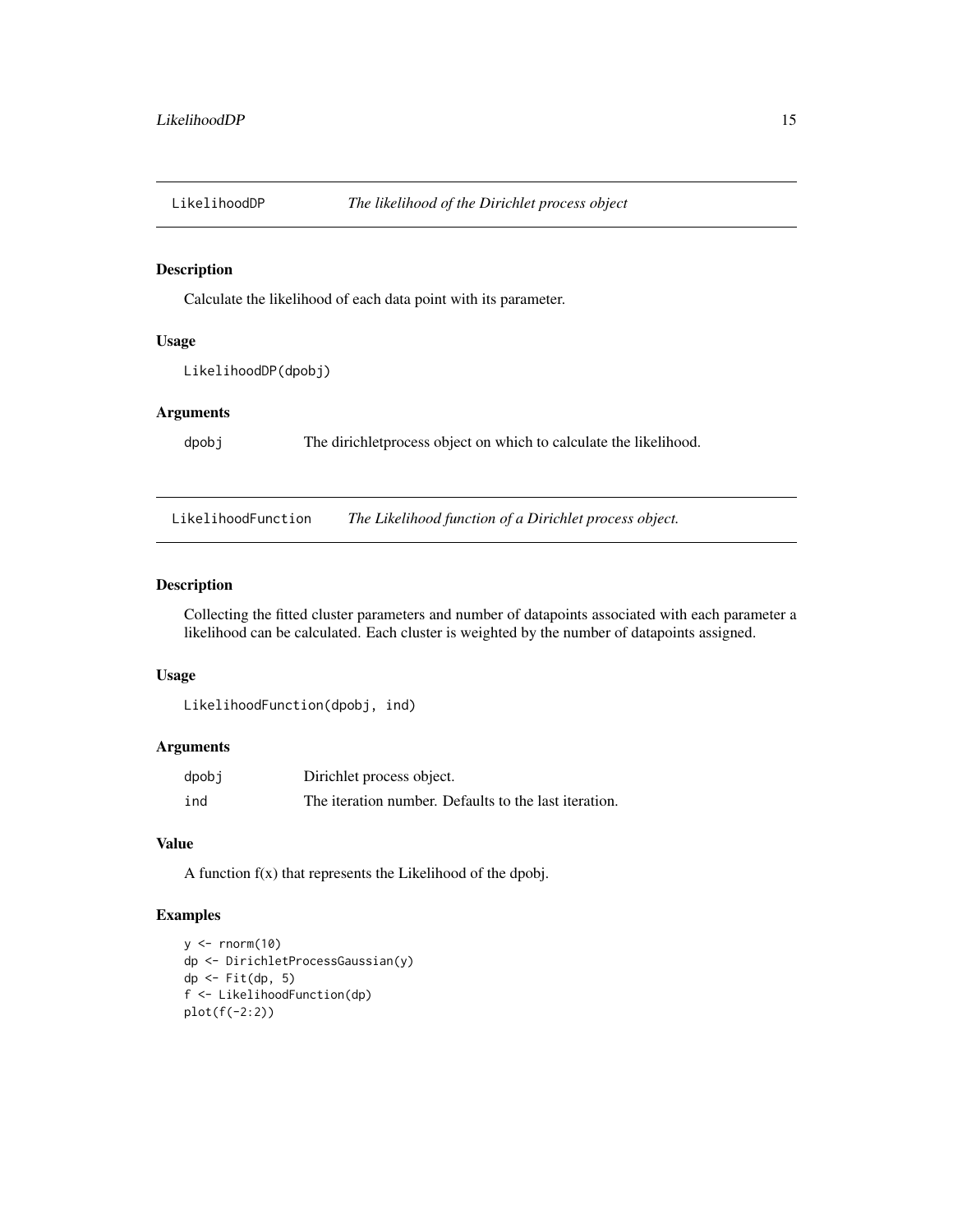## LikelihoodDP *The likelihood of the Dirichlet process object*

### Description

Calculate the likelihood of each data point with its parameter.

### Usage

```
LikelihoodDP(dpobj)
```

### Arguments

| | |
|---|---|
| dpobj | The dirichletprocess object on which to calculate the likelihood. |

## LikelihoodFunction *The Likelihood function of a Dirichlet process object.*

### Description

Collecting the fitted cluster parameters and number of datapoints associated with each parameter a likelihood can be calculated. Each cluster is weighted by the number of datapoints assigned.

### Usage

```
LikelihoodFunction(dpobj, ind)
```

### Arguments

| | |
|---|---|
| dpobj | Dirichlet process object. |
| ind | The iteration number. Defaults to the last iteration. |

### Value

A function f(x) that represents the Likelihood of the dpobj.

### Examples

```
y <- rnorm(10)
dp <- DirichletProcessGaussian(y)
dp <- Fit(dp, 5)
f <- LikelihoodFunction(dp)
plot(f(-2:2))
```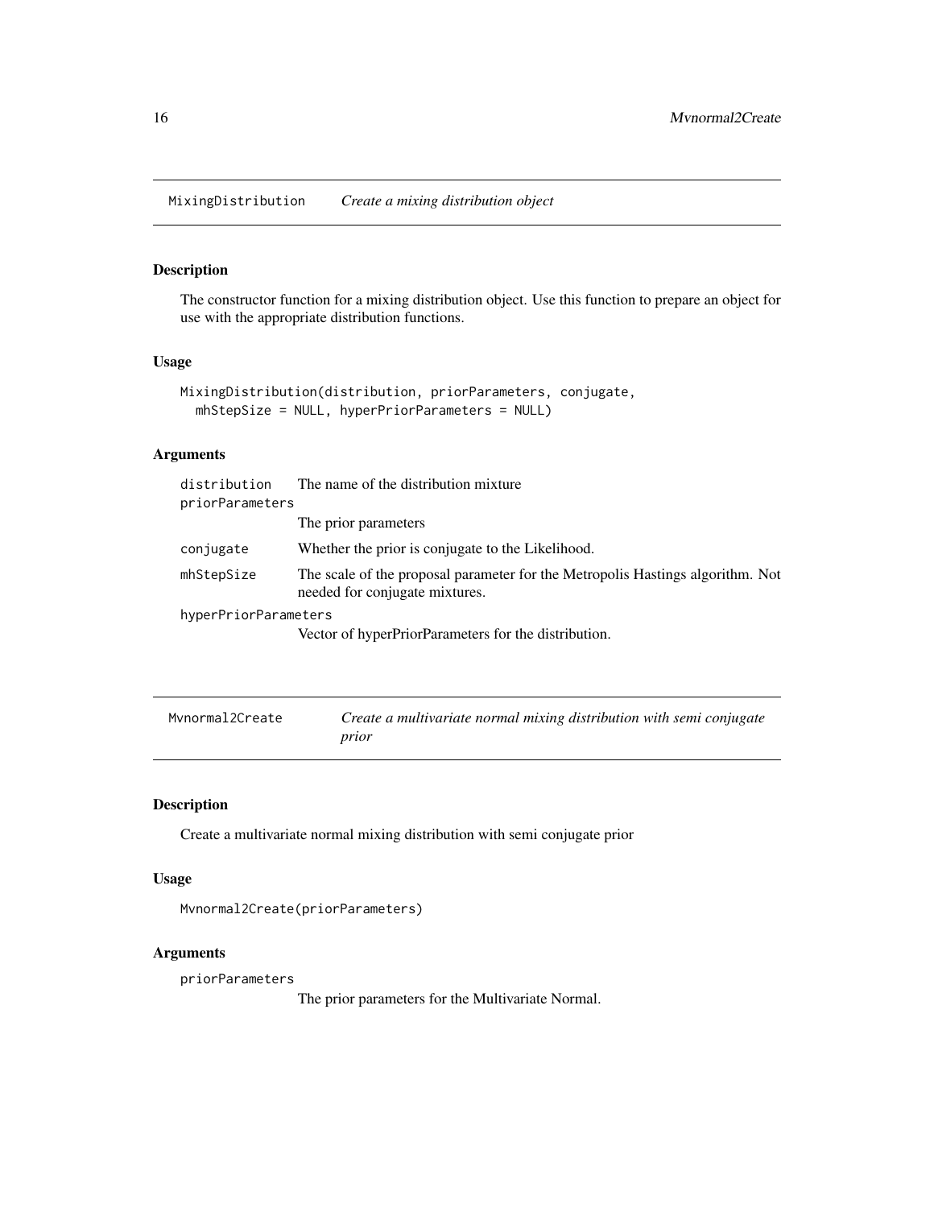## MixingDistribution *Create a mixing distribution object*

### Description

The constructor function for a mixing distribution object. Use this function to prepare an object for use with the appropriate distribution functions.

### Usage

```
MixingDistribution(distribution, priorParameters, conjugate,
  mhStepSize = NULL, hyperPriorParameters = NULL)
```

### Arguments

| | |
|---|---|
| distribution | The name of the distribution mixture |
| priorParameters | The prior parameters |
| conjugate | Whether the prior is conjugate to the Likelihood. |
| mhStepSize | The scale of the proposal parameter for the Metropolis Hastings algorithm. Not needed for conjugate mixtures. |
| hyperPriorParameters | Vector of hyperPriorParameters for the distribution. |

## Mvnormal2Create *Create a multivariate normal mixing distribution with semi conjugate prior*

### Description

Create a multivariate normal mixing distribution with semi conjugate prior

### Usage

```
Mvnormal2Create(priorParameters)
```

### Arguments

| | |
|---|---|
| priorParameters | The prior parameters for the Multivariate Normal. |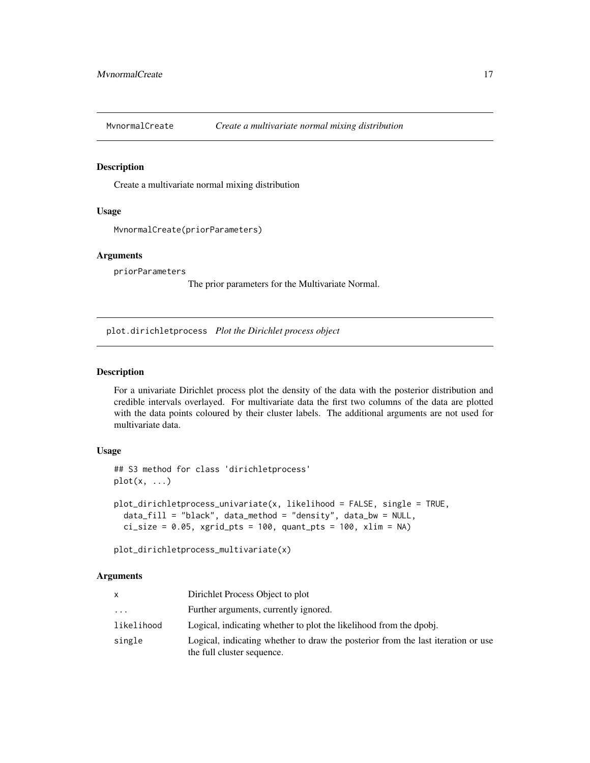## MvnormalCreate *Create a multivariate normal mixing distribution*

### Description

Create a multivariate normal mixing distribution

### Usage

```
MvnormalCreate(priorParameters)
```

### Arguments

| | |
|---|---|
| priorParameters | The prior parameters for the Multivariate Normal. |

## plot.dirichletprocess *Plot the Dirichlet process object*

### Description

For a univariate Dirichlet process plot the density of the data with the posterior distribution and credible intervals overlayed. For multivariate data the first two columns of the data are plotted with the data points coloured by their cluster labels. The additional arguments are not used for multivariate data.

### Usage

```
## S3 method for class 'dirichletprocess'
plot(x, ...)

plot_dirichletprocess_univariate(x, likelihood = FALSE, single = TRUE,
  data_fill = "black", data_method = "density", data_bw = NULL,
  ci_size = 0.05, xgrid_pts = 100, quant_pts = 100, xlim = NA)

plot_dirichletprocess_multivariate(x)
```

### Arguments

| | |
|---|---|
| x | Dirichlet Process Object to plot |
| ... | Further arguments, currently ignored. |
| likelihood | Logical, indicating whether to plot the likelihood from the dpobj. |
| single | Logical, indicating whether to draw the posterior from the last iteration or use the full cluster sequence. |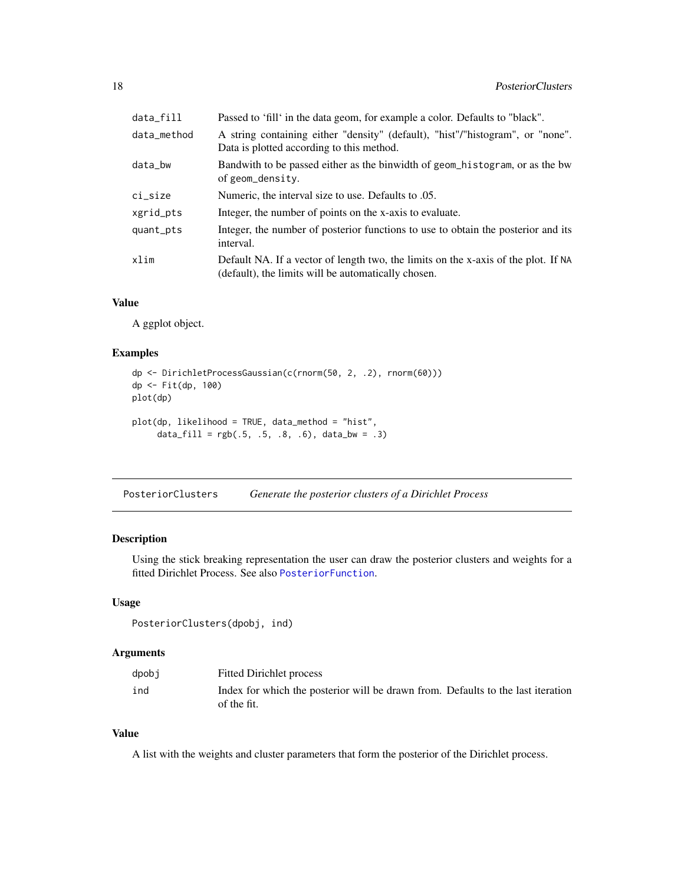| | |
|---|---|
| data_fill | Passed to 'fill' in the data geom, for example a color. Defaults to "black". |
| data_method | A string containing either "density" (default), "hist"/"histogram", or "none". Data is plotted according to this method. |
| data_bw | Bandwith to be passed either as the binwidth of geom_histogram, or as the bw of geom_density. |
| ci_size | Numeric, the interval size to use. Defaults to .05. |
| xgrid_pts | Integer, the number of points on the x-axis to evaluate. |
| quant_pts | Integer, the number of posterior functions to use to obtain the posterior and its interval. |
| xlim | Default NA. If a vector of length two, the limits on the x-axis of the plot. If NA (default), the limits will be automatically chosen. |

### Value

A ggplot object.

### Examples

```
dp <- DirichletProcessGaussian(c(rnorm(50, 2, .2), rnorm(60)))
dp <- Fit(dp, 100)
plot(dp)

plot(dp, likelihood = TRUE, data_method = "hist",
     data_fill = rgb(.5, .5, .8, .6), data_bw = .3)
```

---

## PosteriorClusters *Generate the posterior clusters of a Dirichlet Process*

### Description

Using the stick breaking representation the user can draw the posterior clusters and weights for a fitted Dirichlet Process. See also PosteriorFunction.

### Usage

```
PosteriorClusters(dpobj, ind)
```

### Arguments

| | |
|---|---|
| dpobj | Fitted Dirichlet process |
| ind | Index for which the posterior will be drawn from. Defaults to the last iteration of the fit. |

### Value

A list with the weights and cluster parameters that form the posterior of the Dirichlet process.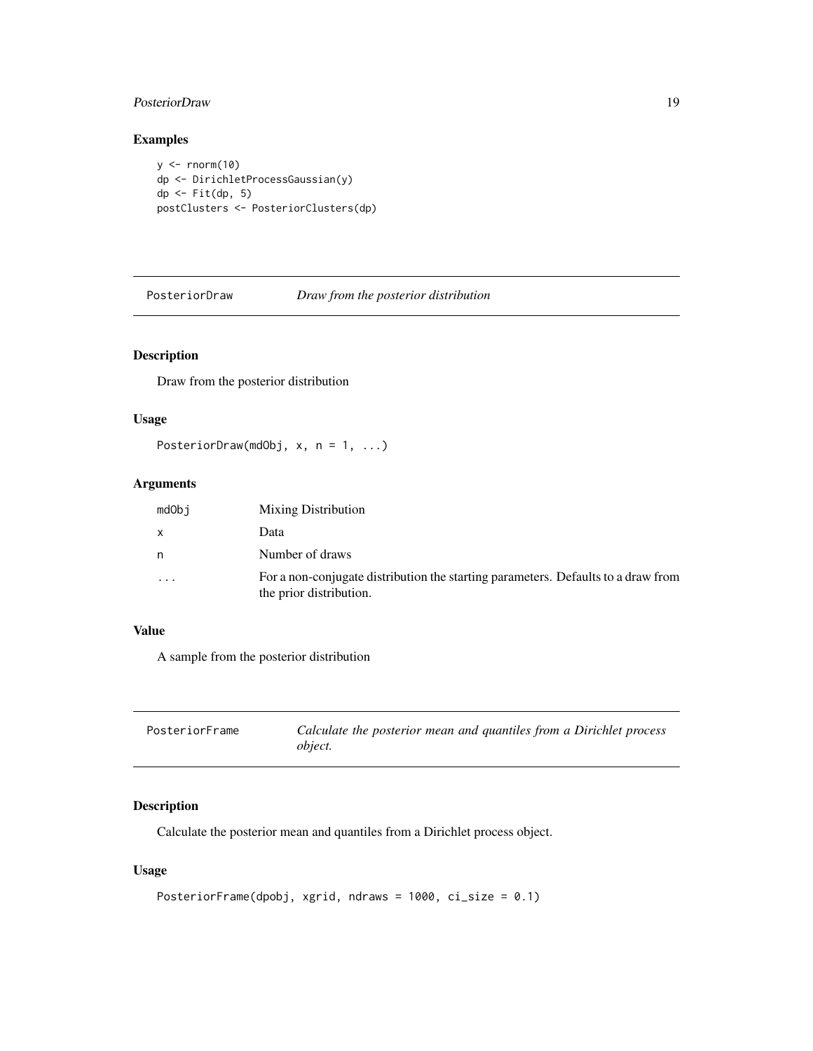## Examples

```
y <- rnorm(10)
dp <- DirichletProcessGaussian(y)
dp <- Fit(dp, 5)
postClusters <- PosteriorClusters(dp)
```

---

## PosteriorDraw — *Draw from the posterior distribution*

### Description

Draw from the posterior distribution

### Usage

```
PosteriorDraw(mdObj, x, n = 1, ...)
```

### Arguments

| | |
|---|---|
| mdObj | Mixing Distribution |
| x | Data |
| n | Number of draws |
| ... | For a non-conjugate distribution the starting parameters. Defaults to a draw from the prior distribution. |

### Value

A sample from the posterior distribution

---

## PosteriorFrame — *Calculate the posterior mean and quantiles from a Dirichlet process object.*

### Description

Calculate the posterior mean and quantiles from a Dirichlet process object.

### Usage

```
PosteriorFrame(dpobj, xgrid, ndraws = 1000, ci_size = 0.1)
```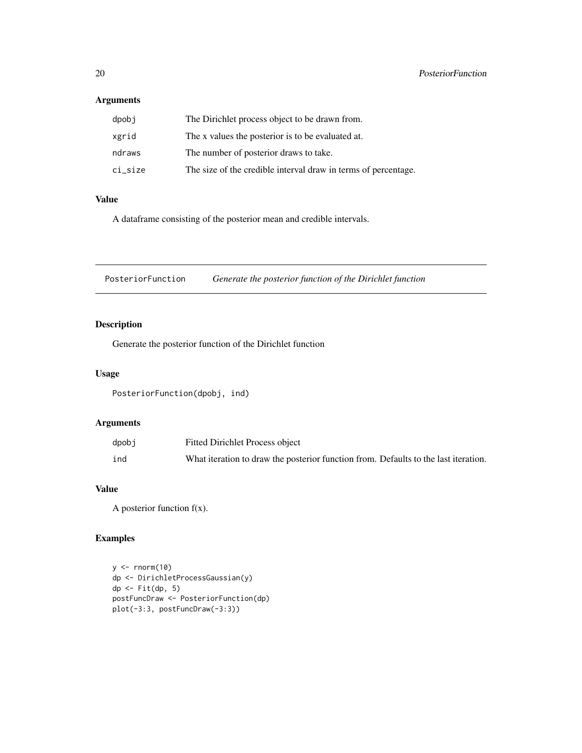## Arguments

| | |
|---|---|
| dpobj | The Dirichlet process object to be drawn from. |
| xgrid | The x values the posterior is to be evaluated at. |
| ndraws | The number of posterior draws to take. |
| ci_size | The size of the credible interval draw in terms of percentage. |

## Value

A dataframe consisting of the posterior mean and credible intervals.

# PosteriorFunction — *Generate the posterior function of the Dirichlet function*

## Description

Generate the posterior function of the Dirichlet function

## Usage

```
PosteriorFunction(dpobj, ind)
```

## Arguments

| | |
|---|---|
| dpobj | Fitted Dirichlet Process object |
| ind | What iteration to draw the posterior function from. Defaults to the last iteration. |

## Value

A posterior function f(x).

## Examples

```
y <- rnorm(10)
dp <- DirichletProcessGaussian(y)
dp <- Fit(dp, 5)
postFuncDraw <- PosteriorFunction(dp)
plot(-3:3, postFuncDraw(-3:3))
```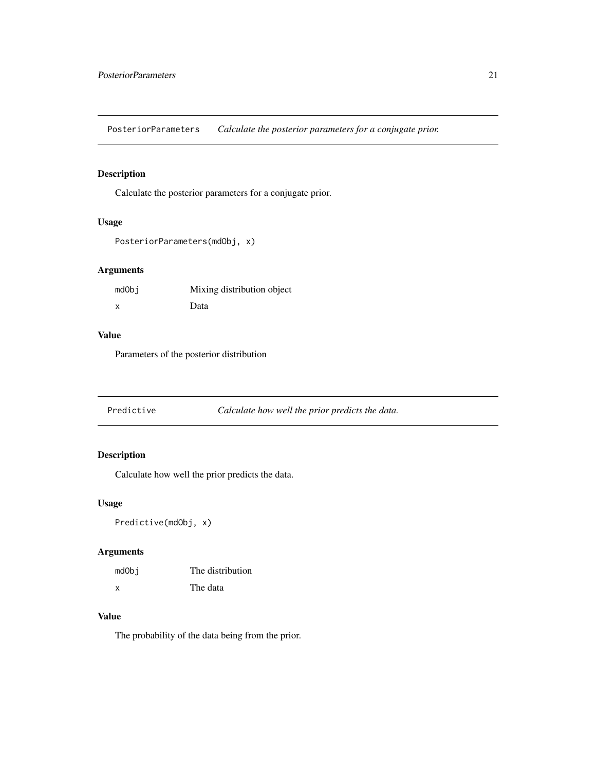## PosteriorParameters *Calculate the posterior parameters for a conjugate prior.*

### Description

Calculate the posterior parameters for a conjugate prior.

### Usage

```
PosteriorParameters(mdObj, x)
```

### Arguments

| | |
|---|---|
| mdObj | Mixing distribution object |
| x | Data |

### Value

Parameters of the posterior distribution

## Predictive *Calculate how well the prior predicts the data.*

### Description

Calculate how well the prior predicts the data.

### Usage

```
Predictive(mdObj, x)
```

### Arguments

| | |
|---|---|
| mdObj | The distribution |
| x | The data |

### Value

The probability of the data being from the prior.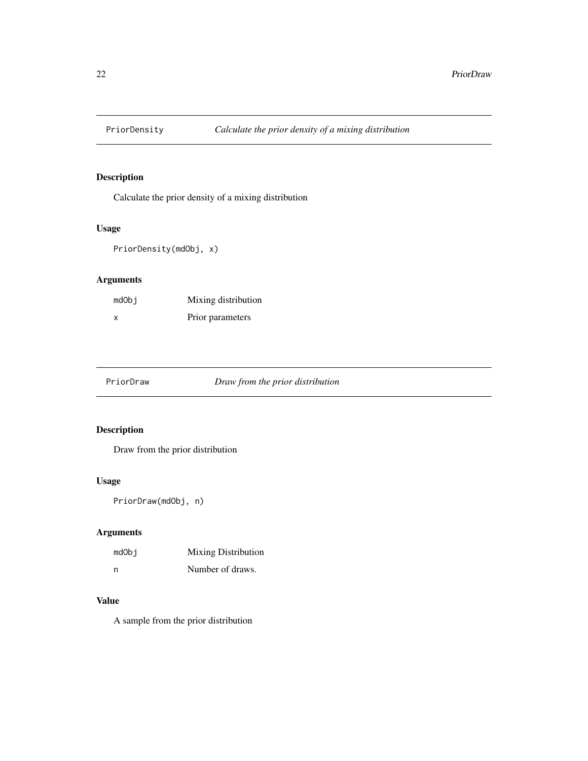## PriorDensity — *Calculate the prior density of a mixing distribution*

### Description

Calculate the prior density of a mixing distribution

### Usage

```
PriorDensity(mdObj, x)
```

### Arguments

| | |
|---|---|
| mdObj | Mixing distribution |
| x | Prior parameters |

## PriorDraw — *Draw from the prior distribution*

### Description

Draw from the prior distribution

### Usage

```
PriorDraw(mdObj, n)
```

### Arguments

| | |
|---|---|
| mdObj | Mixing Distribution |
| n | Number of draws. |

### Value

A sample from the prior distribution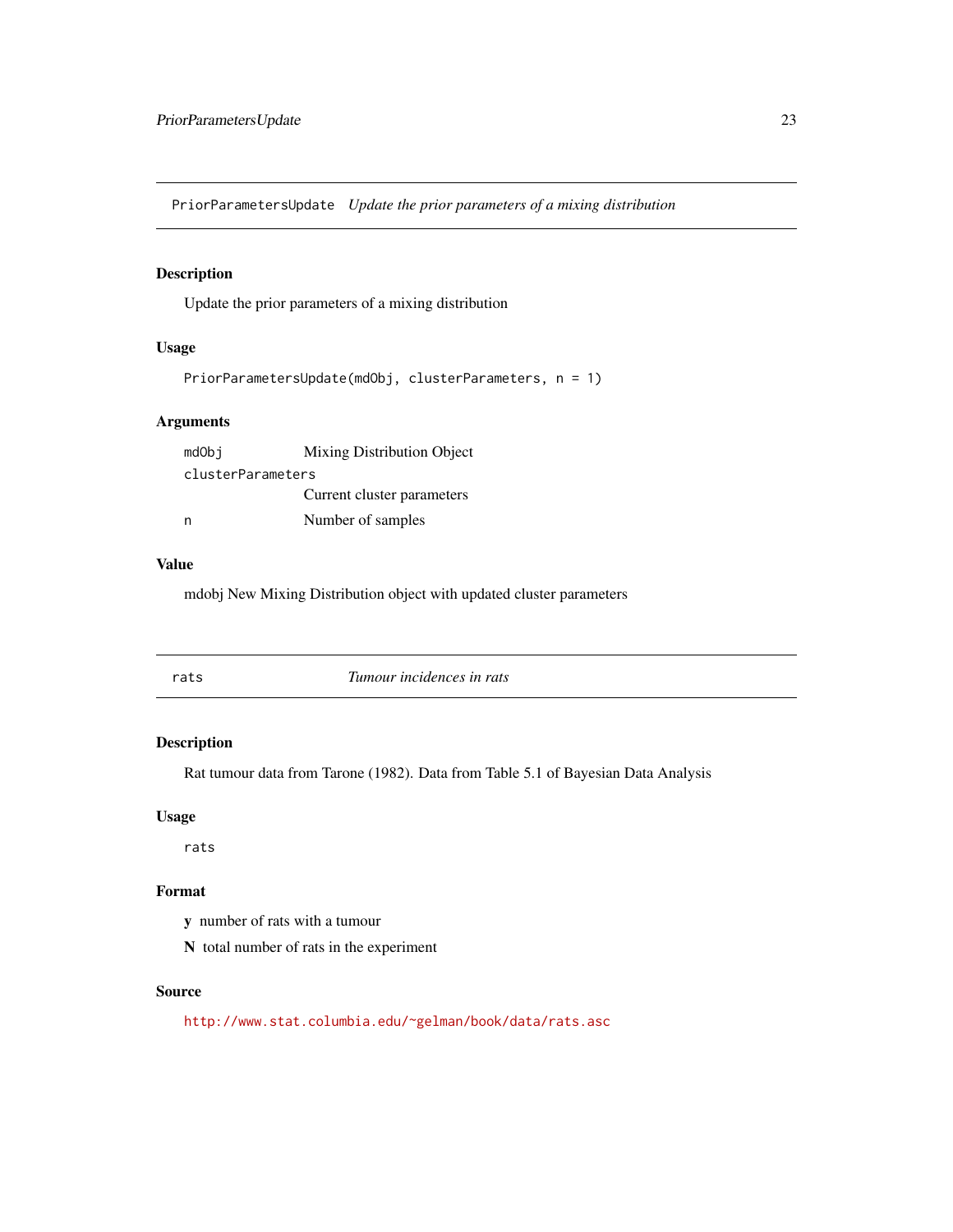## PriorParametersUpdate *Update the prior parameters of a mixing distribution*

### Description

Update the prior parameters of a mixing distribution

### Usage

```
PriorParametersUpdate(mdObj, clusterParameters, n = 1)
```

### Arguments

| | |
|---|---|
| mdObj | Mixing Distribution Object |
| clusterParameters | Current cluster parameters |
| n | Number of samples |

### Value

mdobj New Mixing Distribution object with updated cluster parameters

## rats *Tumour incidences in rats*

### Description

Rat tumour data from Tarone (1982). Data from Table 5.1 of Bayesian Data Analysis

### Usage

```
rats
```

### Format

**y** number of rats with a tumour

**N** total number of rats in the experiment

### Source

http://www.stat.columbia.edu/~gelman/book/data/rats.asc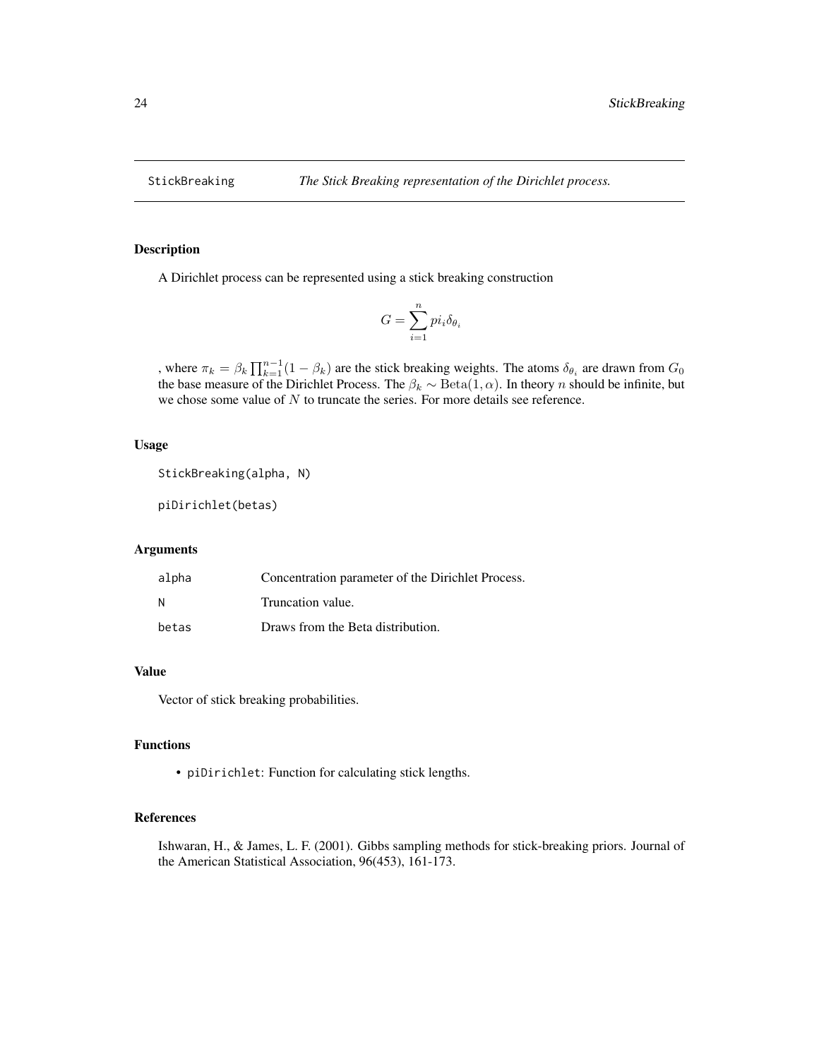# StickBreaking *The Stick Breaking representation of the Dirichlet process.*

## Description

A Dirichlet process can be represented using a stick breaking construction

$$G = \sum_{i=1}^{n} pi_i \delta_{\theta_i}$$

, where $\pi_k = \beta_k \prod_{k=1}^{n-1}(1 - \beta_k)$ are the stick breaking weights. The atoms $\delta_{\theta_i}$ are drawn from $G_0$ the base measure of the Dirichlet Process. The $\beta_k \sim \mathrm{Beta}(1, \alpha)$. In theory $n$ should be infinite, but we chose some value of $N$ to truncate the series. For more details see reference.

## Usage

```
StickBreaking(alpha, N)

piDirichlet(betas)
```

## Arguments

| | |
|---|---|
| alpha | Concentration parameter of the Dirichlet Process. |
| N | Truncation value. |
| betas | Draws from the Beta distribution. |

## Value

Vector of stick breaking probabilities.

## Functions

- `piDirichlet`: Function for calculating stick lengths.

## References

Ishwaran, H., & James, L. F. (2001). Gibbs sampling methods for stick-breaking priors. Journal of the American Statistical Association, 96(453), 161-173.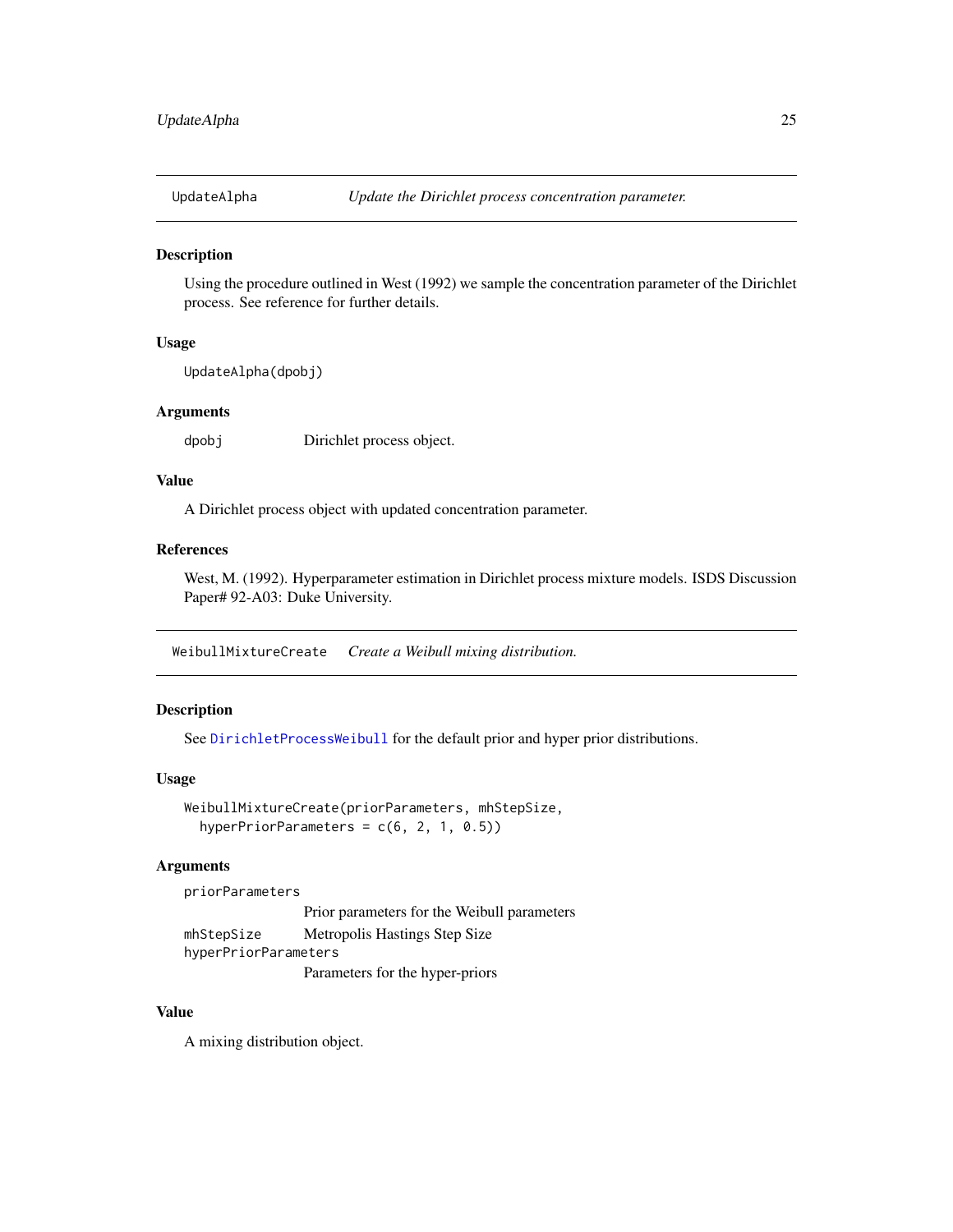## UpdateAlpha — *Update the Dirichlet process concentration parameter.*

### Description

Using the procedure outlined in West (1992) we sample the concentration parameter of the Dirichlet process. See reference for further details.

### Usage

```
UpdateAlpha(dpobj)
```

### Arguments

| | |
|---|---|
| dpobj | Dirichlet process object. |

### Value

A Dirichlet process object with updated concentration parameter.

### References

West, M. (1992). Hyperparameter estimation in Dirichlet process mixture models. ISDS Discussion Paper# 92-A03: Duke University.

## WeibullMixtureCreate — *Create a Weibull mixing distribution.*

### Description

See DirichletProcessWeibull for the default prior and hyper prior distributions.

### Usage

```
WeibullMixtureCreate(priorParameters, mhStepSize,
  hyperPriorParameters = c(6, 2, 1, 0.5))
```

### Arguments

| | |
|---|---|
| priorParameters | Prior parameters for the Weibull parameters |
| mhStepSize | Metropolis Hastings Step Size |
| hyperPriorParameters | Parameters for the hyper-priors |

### Value

A mixing distribution object.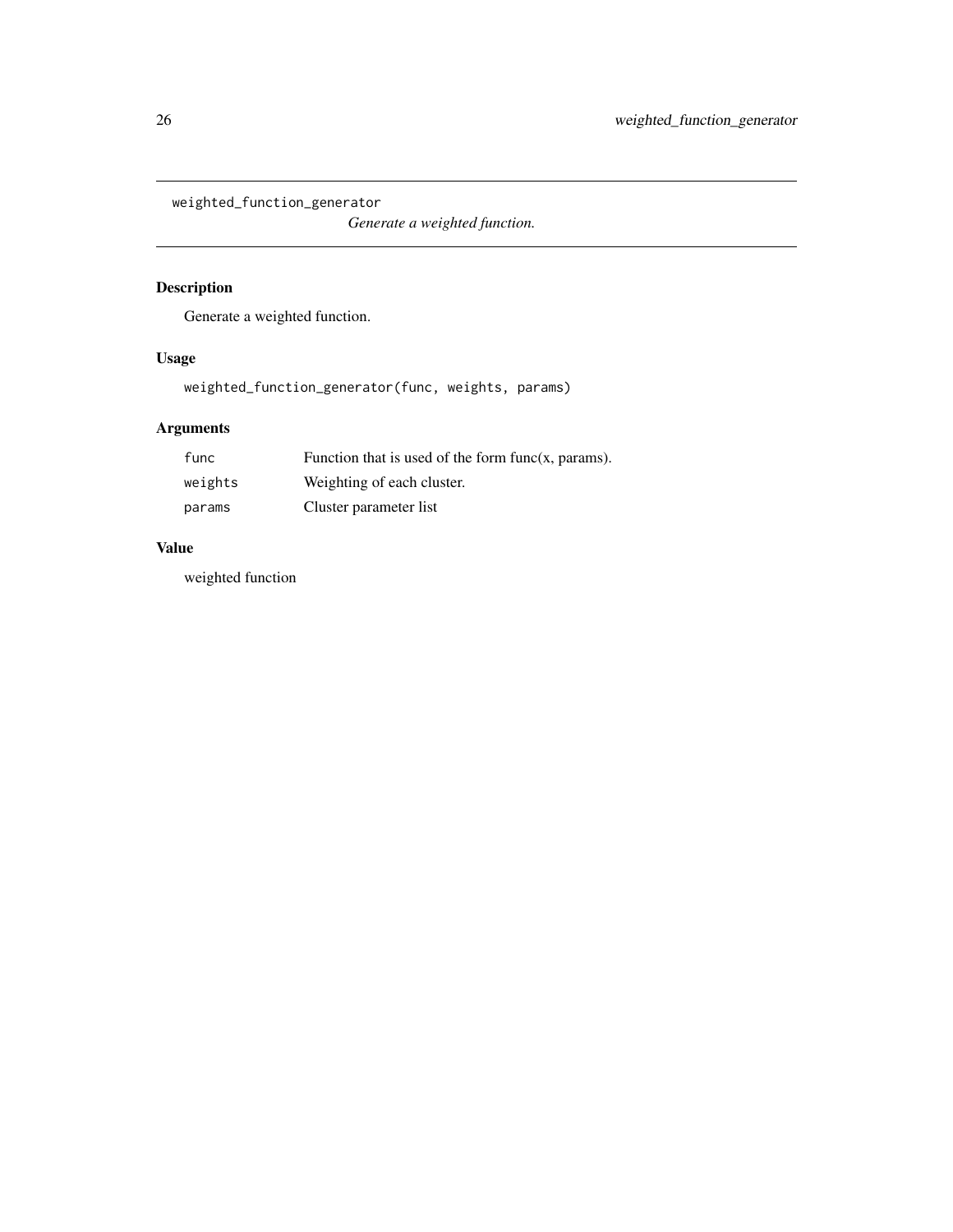## weighted_function_generator

*Generate a weighted function.*

### Description

Generate a weighted function.

### Usage

```
weighted_function_generator(func, weights, params)
```

### Arguments

| | |
|---|---|
| func | Function that is used of the form func(x, params). |
| weights | Weighting of each cluster. |
| params | Cluster parameter list |

### Value

weighted function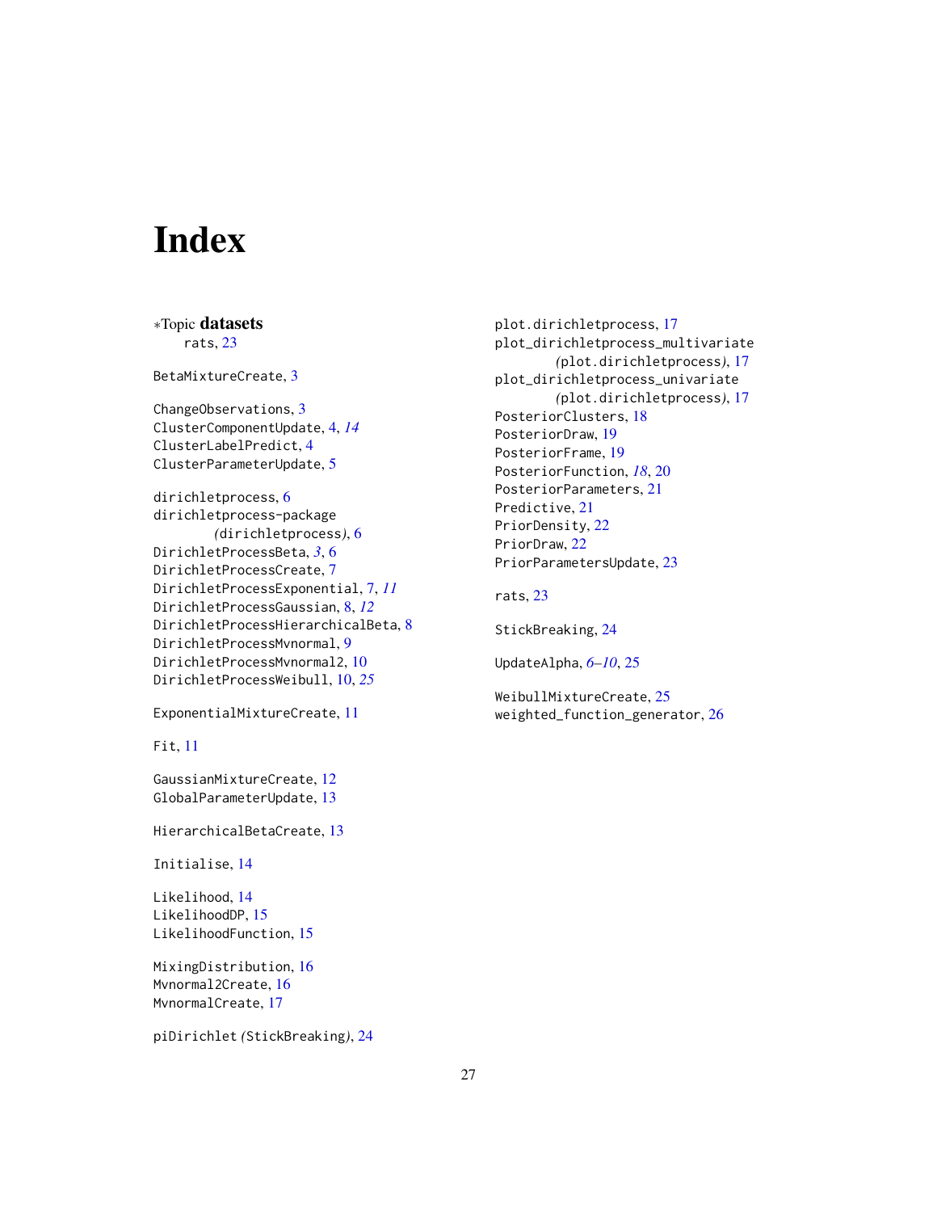# Index

∗Topic **datasets**
rats, 23

BetaMixtureCreate, 3

ChangeObservations, 3
ClusterComponentUpdate, 4, *14*
ClusterLabelPredict, 4
ClusterParameterUpdate, 5

dirichletprocess, 6
dirichletprocess-package
(dirichletprocess), 6
DirichletProcessBeta, *3*, 6
DirichletProcessCreate, 7
DirichletProcessExponential, 7, *11*
DirichletProcessGaussian, 8, *12*
DirichletProcessHierarchicalBeta, 8
DirichletProcessMvnormal, 9
DirichletProcessMvnormal2, 10
DirichletProcessWeibull, 10, *25*

ExponentialMixtureCreate, 11

Fit, 11

GaussianMixtureCreate, 12
GlobalParameterUpdate, 13

HierarchicalBetaCreate, 13

Initialise, 14

Likelihood, 14
LikelihoodDP, 15
LikelihoodFunction, 15

MixingDistribution, 16
Mvnormal2Create, 16
MvnormalCreate, 17

piDirichlet (StickBreaking), 24
plot.dirichletprocess, 17
plot_dirichletprocess_multivariate
(plot.dirichletprocess), 17
plot_dirichletprocess_univariate
(plot.dirichletprocess), 17
PosteriorClusters, 18
PosteriorDraw, 19
PosteriorFrame, 19
PosteriorFunction, *18*, 20
PosteriorParameters, 21
Predictive, 21
PriorDensity, 22
PriorDraw, 22
PriorParametersUpdate, 23

rats, 23

StickBreaking, 24

UpdateAlpha, *6–10*, 25

WeibullMixtureCreate, 25
weighted_function_generator, 26